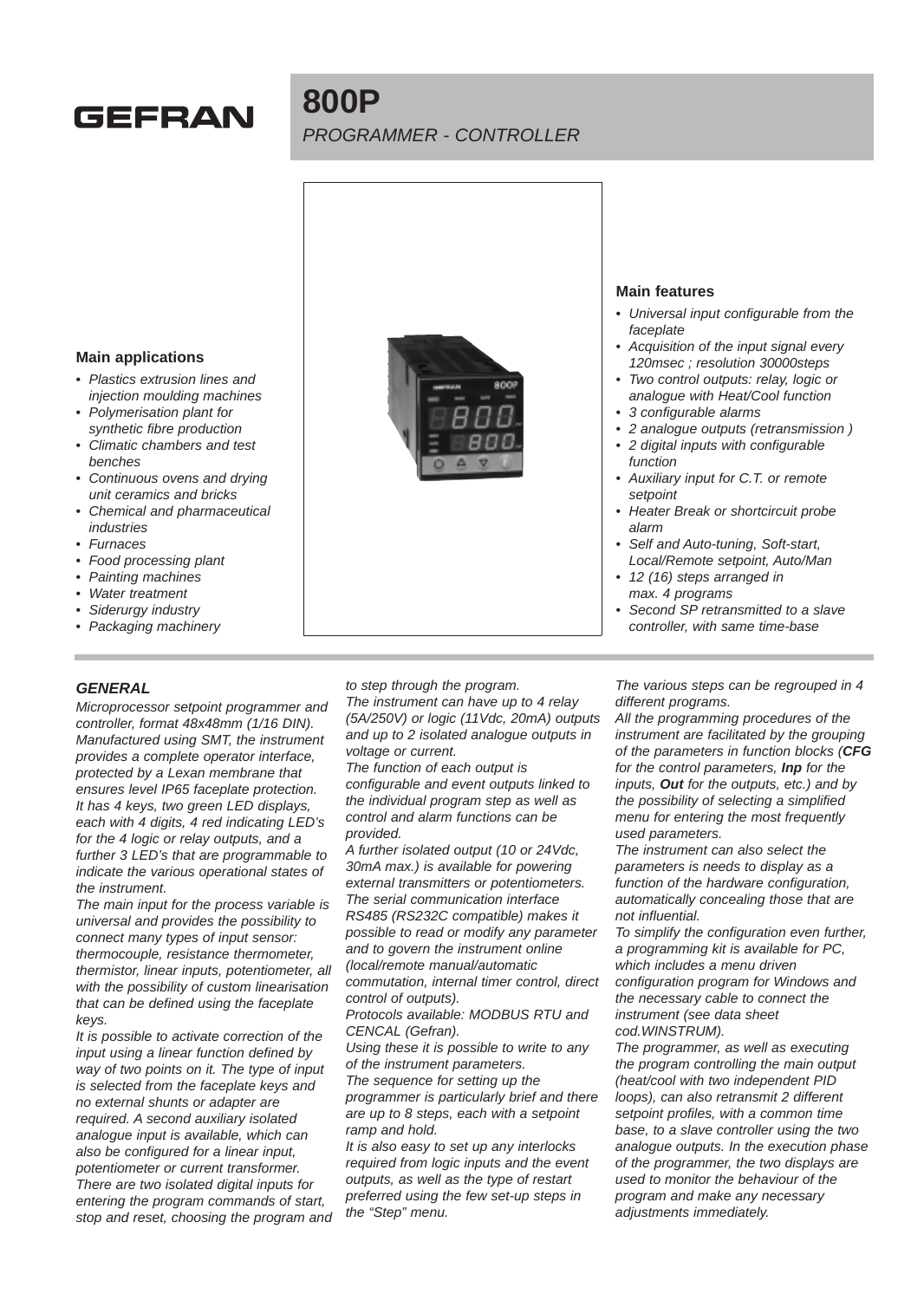GEFRAN

# 800P

*PROGRAMMER - CONTROLLER*

### Main applications

- *Plastics extrusion lines and injection moulding machines*
- *Polymerisation plant for synthetic fibre production*
- *Climatic chambers and test benches*
- *Continuous ovens and drying unit ceramics and bricks*
- *Chemical and pharmaceutical industries*
- *Furnaces*
- *Food processing plant*
- *Painting machines*
- *Water treatment*
- *Siderurgy industry*
- *Packaging machinery*

### Main features

- *Universal input configurable from the faceplate*
- *Acquisition of the input signal every 120msec ; resolution 30000steps*
- *Two control outputs: relay, logic or analogue with Heat/Cool function*
- *3 configurable alarms*
- *2 analogue outputs (retransmission )*
- *2 digital inputs with configurable function*
- *Auxiliary input for C.T. or remote setpoint*
- *Heater Break or shortcircuit probe alarm*
- *Self and Auto-tuning, Soft-start, Local/Remote setpoint, Auto/Man*
- *12 (16) steps arranged in max. 4 programs*
- *Second SP retransmitted to a slave controller, with same time-base*

## *GENERAL*

*Microprocessor setpoint programmer and controller, format 48x48mm (1/16 DIN). Manufactured using SMT, the instrument provides a complete operator interface, protected by a Lexan membrane that ensures level IP65 faceplate protection. It has 4 keys, two green LED displays, each with 4 digits, 4 red indicating LED's for the 4 logic or relay outputs, and a further 3 LED's that are programmable to indicate the various operational states of the instrument.*

*The main input for the process variable is universal and provides the possibility to connect many types of input sensor: thermocouple, resistance thermometer, thermistor, linear inputs, potentiometer, all with the possibility of custom linearisation that can be defined using the faceplate keys.*

*It is possible to activate correction of the input using a linear function defined by way of two points on it. The type of input is selected from the faceplate keys and no external shunts or adapter are required. A second auxiliary isolated analogue input is available, which can also be configured for a linear input, potentiometer or current transformer.*

*There are two isolated digital inputs for entering the program commands of start, stop and reset, choosing the program and to step through the program.*

*The instrument can have up to 4 relay (5A/250V) or logic (11Vdc, 20mA) outputs and up to 2 isolated analogue outputs in voltage or current.*

*The function of each output is configurable and event outputs linked to the individual program step as well as control and alarm functions can be provided.*

*A further isolated output (10 or 24Vdc, 30mA max.) is available for powering external transmitters or potentiometers.*

*The serial communication interface RS485 (RS232C compatible) makes it possible to read or modify any parameter and to govern the instrument online (local/remote manual/automatic commutation, internal timer control, direct control of outputs).*

*Protocols available: MODBUS RTU and CENCAL (Gefran).*

*Using these it is possible to write to any of the instrument parameters.*

*The sequence for setting up the programmer is particularly brief and there are up to 8 steps, each with a setpoint ramp and hold.*

*It is also easy to set up any interlocks required from logic inputs and the event outputs, as well as the type of restart preferred using the few set-up steps in the "Step" menu.*

*The various steps can be regrouped in 4 different programs.*

*All the programming procedures of the instrument are facilitated by the grouping of the parameters in function blocks (**CFG** for the control parameters, **Inp** for the inputs, **Out** for the outputs, etc.) and by the possibility of selecting a simplified menu for entering the most frequently used parameters.*

*The instrument can also select the parameters is needs to display as a function of the hardware configuration, automatically concealing those that are not influential.*

*To simplify the configuration even further, a programming kit is available for PC, which includes a menu driven configuration program for Windows and the necessary cable to connect the instrument (see data sheet cod.WINSTRUM).*

*The programmer, as well as executing the program controlling the main output (heat/cool with two independent PID loops), can also retransmit 2 different setpoint profiles, with a common time base, to a slave controller using the two analogue outputs. In the execution phase of the programmer, the two displays are used to monitor the behaviour of the program and make any necessary adjustments immediately.*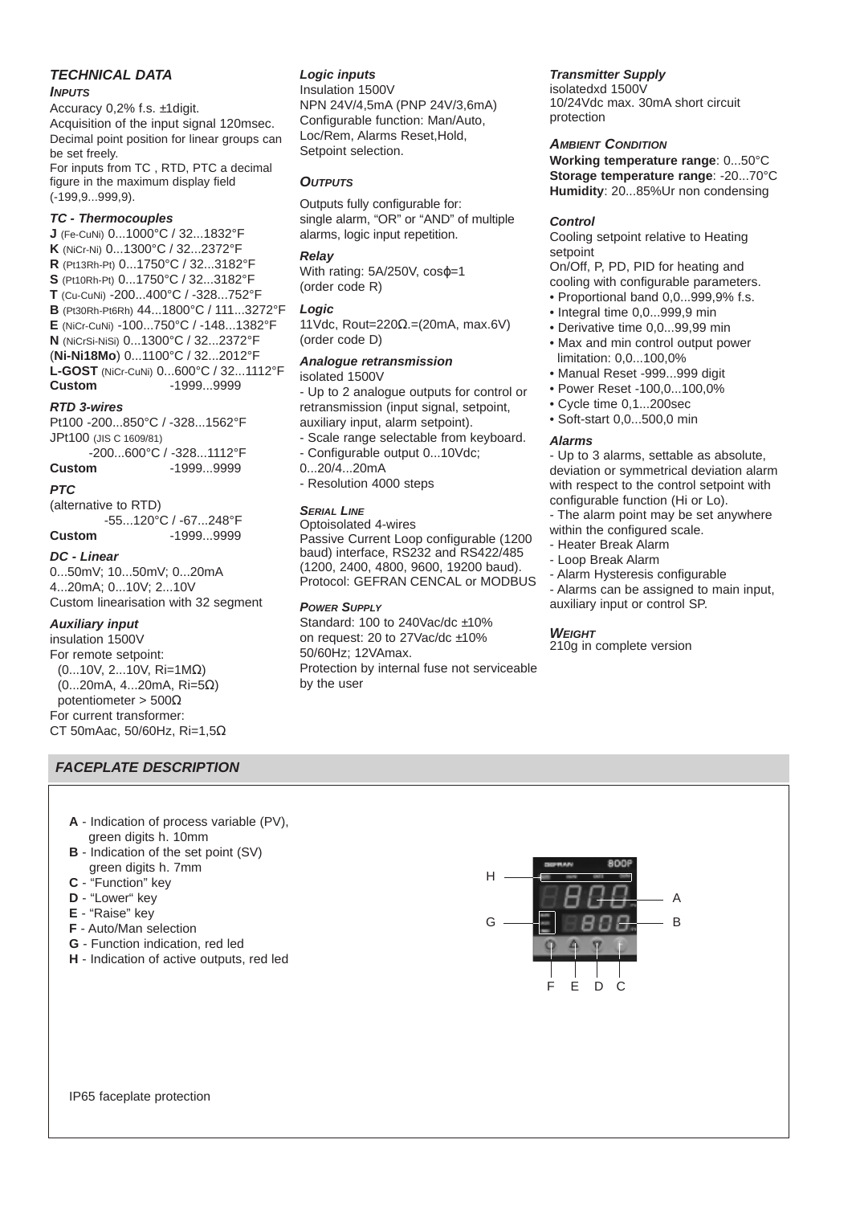## TECHNICAL DATA

### INPUTS

Accuracy 0,2% f.s. ±1digit.
Acquisition of the input signal 120msec.
Decimal point position for linear groups can be set freely.
For inputs from TC , RTD, PTC a decimal figure in the maximum display field (-199,9...999,9).

#### TC - Thermocouples

**J** (Fe-CuNi) 0...1000°C / 32...1832°F
**K** (NiCr-Ni) 0...1300°C / 32...2372°F
**R** (Pt13Rh-Pt) 0...1750°C / 32...3182°F
**S** (Pt10Rh-Pt) 0...1750°C / 32...3182°F
**T** (Cu-CuNi) -200...400°C / -328...752°F
**B** (Pt30Rh-Pt6Rh) 44...1800°C / 111...3272°F
**E** (NiCr-CuNi) -100...750°C / -148...1382°F
**N** (NiCrSi-NiSi) 0...1300°C / 32...2372°F
(**Ni-Ni18Mo**) 0...1100°C / 32...2012°F
**L-GOST** (NiCr-CuNi) 0...600°C / 32...1112°F
**Custom** -1999...9999

#### RTD 3-wires

Pt100 -200...850°C / -328...1562°F
JPt100 (JIS C 1609/81)
-200...600°C / -328...1112°F
**Custom** -1999...9999

#### PTC

(alternative to RTD)
-55...120°C / -67...248°F
**Custom** -1999...9999

#### DC - Linear

0...50mV; 10...50mV; 0...20mA
4...20mA; 0...10V; 2...10V
Custom linearisation with 32 segment

#### Auxiliary input

insulation 1500V
For remote setpoint:
(0...10V, 2...10V, Ri=1MΩ)
(0...20mA, 4...20mA, Ri=5Ω)
potentiometer > 500Ω
For current transformer:
CT 50mAac, 50/60Hz, Ri=1,5Ω

#### Logic inputs

Insulation 1500V
NPN 24V/4,5mA (PNP 24V/3,6mA)
Configurable function: Man/Auto, Loc/Rem, Alarms Reset,Hold, Setpoint selection.

### OUTPUTS

Outputs fully configurable for:
single alarm, “OR” or “AND” of multiple alarms, logic input repetition.

#### Relay

With rating: 5A/250V, cosφ=1
(order code R)

#### Logic

11Vdc, Rout=220Ω.=(20mA, max.6V)
(order code D)

#### Analogue retransmission

isolated 1500V
- Up to 2 analogue outputs for control or retransmission (input signal, setpoint, auxiliary input, alarm setpoint).
- Scale range selectable from keyboard.
- Configurable output 0...10Vdc;
0...20/4...20mA
- Resolution 4000 steps

### SERIAL LINE

Optoisolated 4-wires
Passive Current Loop configurable (1200 baud) interface, RS232 and RS422/485 (1200, 2400, 4800, 9600, 19200 baud).
Protocol: GEFRAN CENCAL or MODBUS

### POWER SUPPLY

Standard: 100 to 240Vac/dc ±10%
on request: 20 to 27Vac/dc ±10%
50/60Hz; 12VAmax.
Protection by internal fuse not serviceable by the user

#### Transmitter Supply

isolatedxd 1500V
10/24Vdc max. 30mA short circuit protection

### AMBIENT CONDITION

**Working temperature range**: 0...50°C
**Storage temperature range**: -20...70°C
**Humidity**: 20...85%Ur non condensing

#### Control

Cooling setpoint relative to Heating setpoint
On/Off, P, PD, PID for heating and cooling with configurable parameters.
- Proportional band 0,0...999,9% f.s.
- Integral time 0,0...999,9 min
- Derivative time 0,0...99,99 min
- Max and min control output power limitation: 0,0...100,0%
- Manual Reset -999...999 digit
- Power Reset -100,0...100,0%
- Cycle time 0,1...200sec
- Soft-start 0,0...500,0 min

#### Alarms

- Up to 3 alarms, settable as absolute, deviation or symmetrical deviation alarm with respect to the control setpoint with configurable function (Hi or Lo).
- The alarm point may be set anywhere within the configured scale.
- Heater Break Alarm
- Loop Break Alarm
- Alarm Hysteresis configurable
- Alarms can be assigned to main input, auxiliary input or control SP.

### WEIGHT

210g in complete version

## FACEPLATE DESCRIPTION

**A** - Indication of process variable (PV), green digits h. 10mm
**B** - Indication of the set point (SV) green digits h. 7mm
**C** - “Function” key
**D** - “Lower“ key
**E** - “Raise” key
**F** - Auto/Man selection
**G** - Function indication, red led
**H** - Indication of active outputs, red led

IP65 faceplate protection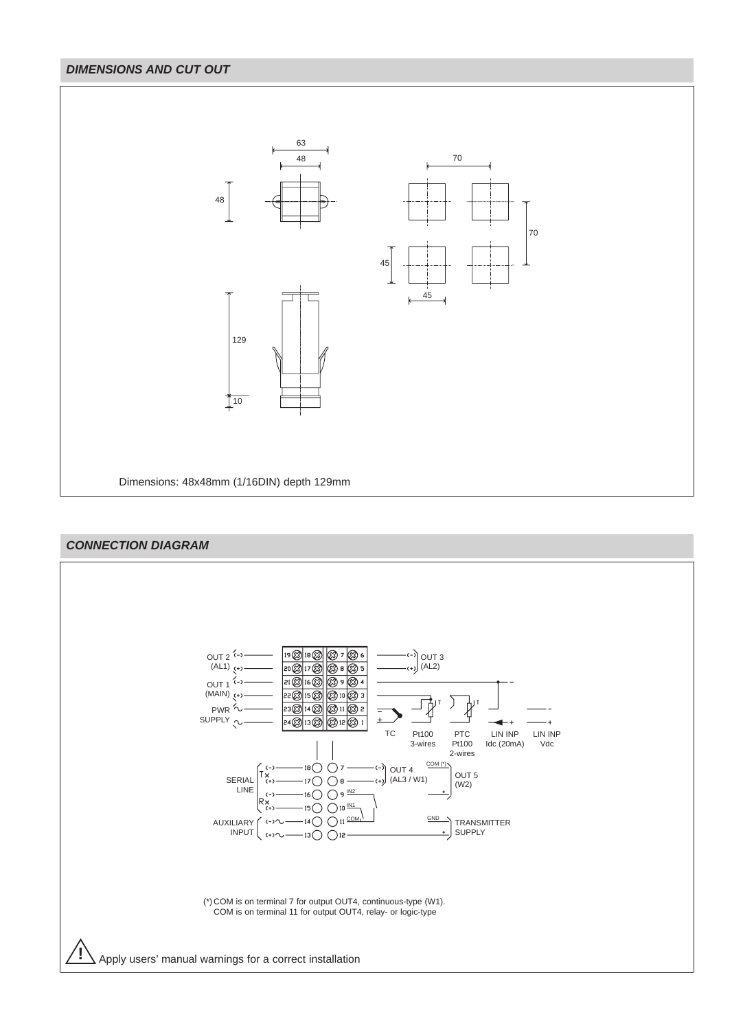## DIMENSIONS AND CUT OUT

63

48

48

70

70

45

45

129

10

Dimensions: 48x48mm (1/16DIN) depth 129mm

## CONNECTION DIAGRAM

OUT 2 (AL1) (-) (+)

OUT 1 (MAIN) (-) (+)

PWR SUPPLY ~ ~

OUT 3 (AL2) (-) (+)

TC

Pt100 3-wires

PTC Pt100 2-wires

LIN INP Idc (20mA)

LIN INP Vdc

SERIAL LINE Tx (-) (+) Rx (-) (+)

AUXILIARY INPUT (-)~ (+)~

OUT 4 (AL3 / W1) (-) (+)

OUT 5 (W2) COM (*) +

IN2

IN1

COM

TRANSMITTER SUPPLY GND +

(*) COM is on terminal 7 for output OUT4, continuous-type (W1).
COM is on terminal 11 for output OUT4, relay- or logic-type

Apply users' manual warnings for a correct installation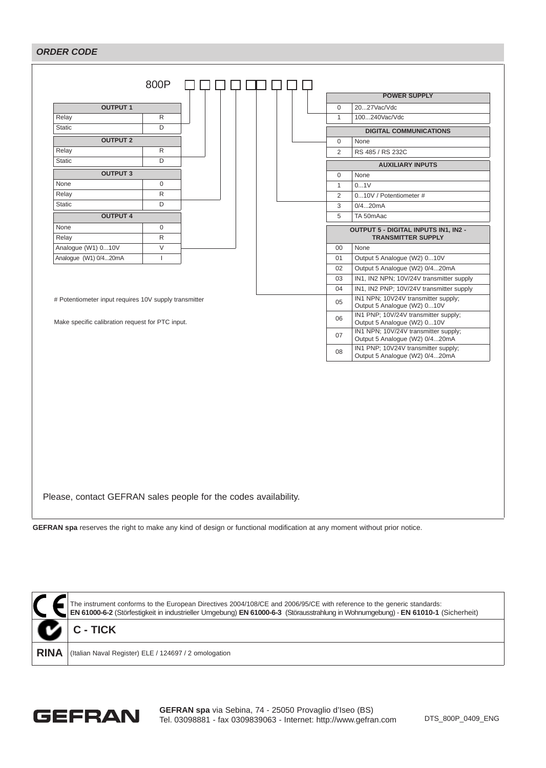## ORDER CODE

800P □ □ □ □ □□ □ □ □

| OUTPUT 1 | |
|---|---|
| Relay | R |
| Static | D |

| OUTPUT 2 | |
|---|---|
| Relay | R |
| Static | D |

| OUTPUT 3 | |
|---|---|
| None | 0 |
| Relay | R |
| Static | D |

| OUTPUT 4 | |
|---|---|
| None | 0 |
| Relay | R |
| Analogue (W1) 0...10V | V |
| Analogue (W1) 0/4...20mA | I |

| POWER SUPPLY | |
|---|---|
| 0 | 20...27Vac/Vdc |
| 1 | 100...240Vac/Vdc |

| DIGITAL COMMUNICATIONS | |
|---|---|
| 0 | None |
| 2 | RS 485 / RS 232C |

| AUXILIARY INPUTS | |
|---|---|
| 0 | None |
| 1 | 0...1V |
| 2 | 0...10V / Potentiometer # |
| 3 | 0/4...20mA |
| 5 | TA 50mAac |

| OUTPUT 5 - DIGITAL INPUTS IN1, IN2 - TRANSMITTER SUPPLY | |
|---|---|
| 00 | None |
| 01 | Output 5 Analogue (W2) 0...10V |
| 02 | Output 5 Analogue (W2) 0/4...20mA |
| 03 | IN1, IN2 NPN; 10V/24V transmitter supply |
| 04 | IN1, IN2 PNP; 10V/24V transmitter supply |
| 05 | IN1 NPN; 10V24V transmitter supply; Output 5 Analogue (W2) 0...10V |
| 06 | IN1 PNP; 10V/24V transmitter supply; Output 5 Analogue (W2) 0...10V |
| 07 | IN1 NPN; 10V/24V transmitter supply; Output 5 Analogue (W2) 0/4...20mA |
| 08 | IN1 PNP; 10V24V transmitter supply; Output 5 Analogue (W2) 0/4...20mA |

# Potentiometer input requires 10V supply transmitter

Make specific calibration request for PTC input.

Please, contact GEFRAN sales people for the codes availability.

**GEFRAN spa** reserves the right to make any kind of design or functional modification at any moment without prior notice.

| | |
|---|---|
| CE | The instrument conforms to the European Directives 2004/108/CE and 2006/95/CE with reference to the generic standards: **EN 61000-6-2** (Störfestigkeit in industrieller Umgebung) **EN 61000-6-3** (Störausstrahlung in Wohnumgebung) - **EN 61010-1** (Sicherheit) |
| | **C - TICK** |
| **RINA** | (Italian Naval Register) ELE / 124697 / 2 omologation |

GEFRAN

**GEFRAN spa** via Sebina, 74 - 25050 Provaglio d'Iseo (BS)
Tel. 03098881 - fax 0309839063 - Internet: http://www.gefran.com

DTS_800P_0409_ENG